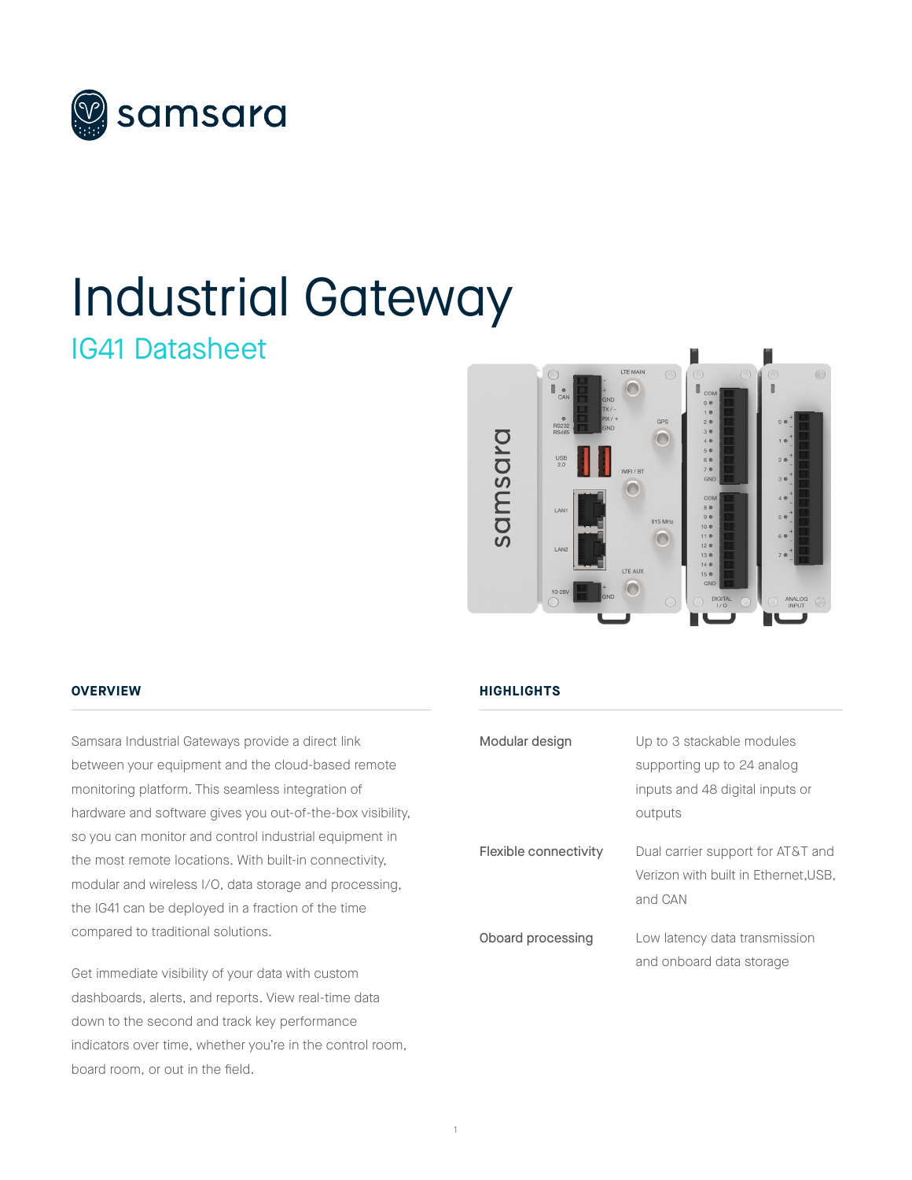samsara

# Industrial Gateway

## IG41 Datasheet

### OVERVIEW

Samsara Industrial Gateways provide a direct link between your equipment and the cloud-based remote monitoring platform. This seamless integration of hardware and software gives you out-of-the-box visibility, so you can monitor and control industrial equipment in the most remote locations. With built-in connectivity, modular and wireless I/O, data storage and processing, the IG41 can be deployed in a fraction of the time compared to traditional solutions.

Get immediate visibility of your data with custom dashboards, alerts, and reports. View real-time data down to the second and track key performance indicators over time, whether you're in the control room, board room, or out in the field.

### HIGHLIGHTS

| | |
|---|---|
| Modular design | Up to 3 stackable modules supporting up to 24 analog inputs and 48 digital inputs or outputs |
| Flexible connectivity | Dual carrier support for AT&T and Verizon with built in Ethernet,USB, and CAN |
| Oboard processing | Low latency data transmission and onboard data storage |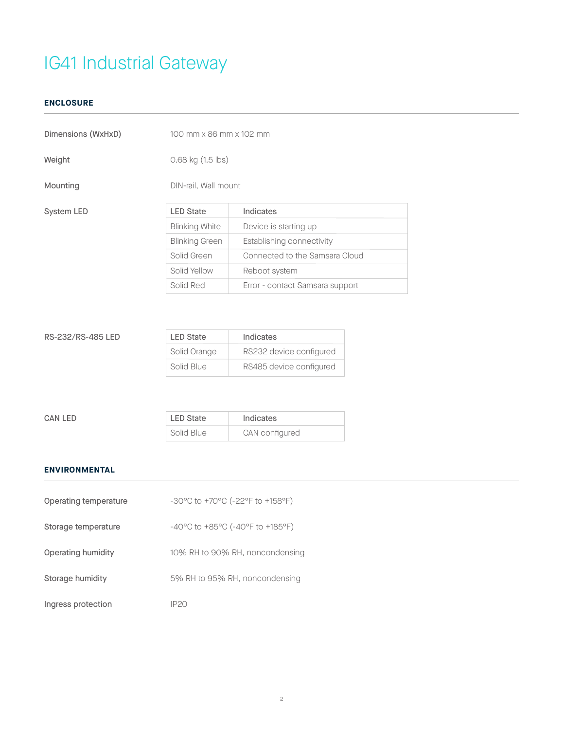# IG41 Industrial Gateway

## ENCLOSURE

**Dimensions (WxHxD)**

100 mm x 86 mm x 102 mm

**Weight**

0.68 kg (1.5 lbs)

**Mounting**

DIN-rail, Wall mount

**System LED**

| LED State | Indicates |
| --- | --- |
| Blinking White | Device is starting up |
| Blinking Green | Establishing connectivity |
| Solid Green | Connected to the Samsara Cloud |
| Solid Yellow | Reboot system |
| Solid Red | Error - contact Samsara support |

**RS-232/RS-485 LED**

| LED State | Indicates |
| --- | --- |
| Solid Orange | RS232 device configured |
| Solid Blue | RS485 device configured |

**CAN LED**

| LED State | Indicates |
| --- | --- |
| Solid Blue | CAN configured |

## ENVIRONMENTAL

**Operating temperature**

-30°C to +70°C (-22°F to +158°F)

**Storage temperature**

-40°C to +85°C (-40°F to +185°F)

**Operating humidity**

10% RH to 90% RH, noncondensing

**Storage humidity**

5% RH to 95% RH, noncondensing

**Ingress protection**

IP20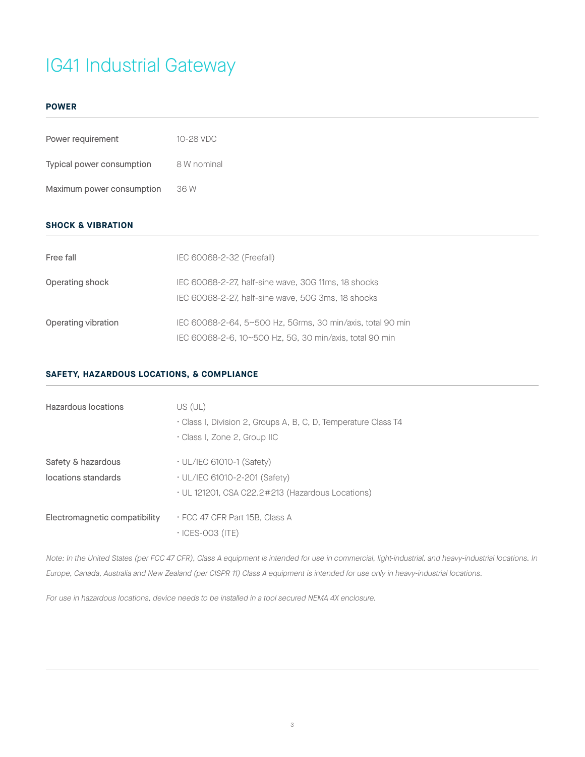# IG41 Industrial Gateway

## POWER

| | |
|---|---|
| Power requirement | 10-28 VDC |
| Typical power consumption | 8 W nominal |
| Maximum power consumption | 36 W |

## SHOCK & VIBRATION

| | |
|---|---|
| Free fall | IEC 60068-2-32 (Freefall) |
| Operating shock | IEC 60068-2-27, half-sine wave, 30G 11ms, 18 shocks<br>IEC 60068-2-27, half-sine wave, 50G 3ms, 18 shocks |
| Operating vibration | IEC 60068-2-64, 5~500 Hz, 5Grms, 30 min/axis, total 90 min<br>IEC 60068-2-6, 10~500 Hz, 5G, 30 min/axis, total 90 min |

## SAFETY, HAZARDOUS LOCATIONS, & COMPLIANCE

| | |
|---|---|
| Hazardous locations | US (UL)<br>· Class I, Division 2, Groups A, B, C, D, Temperature Class T4<br>· Class I, Zone 2, Group IIC |
| Safety & hazardous locations standards | · UL/IEC 61010-1 (Safety)<br>· UL/IEC 61010-2-201 (Safety)<br>· UL 121201, CSA C22.2#213 (Hazardous Locations) |
| Electromagnetic compatibility | · FCC 47 CFR Part 15B, Class A<br>· ICES-003 (ITE) |

*Note: In the United States (per FCC 47 CFR), Class A equipment is intended for use in commercial, light-industrial, and heavy-industrial locations. In Europe, Canada, Australia and New Zealand (per CISPR 11) Class A equipment is intended for use only in heavy-industrial locations.*

*For use in hazardous locations, device needs to be installed in a tool secured NEMA 4X enclosure.*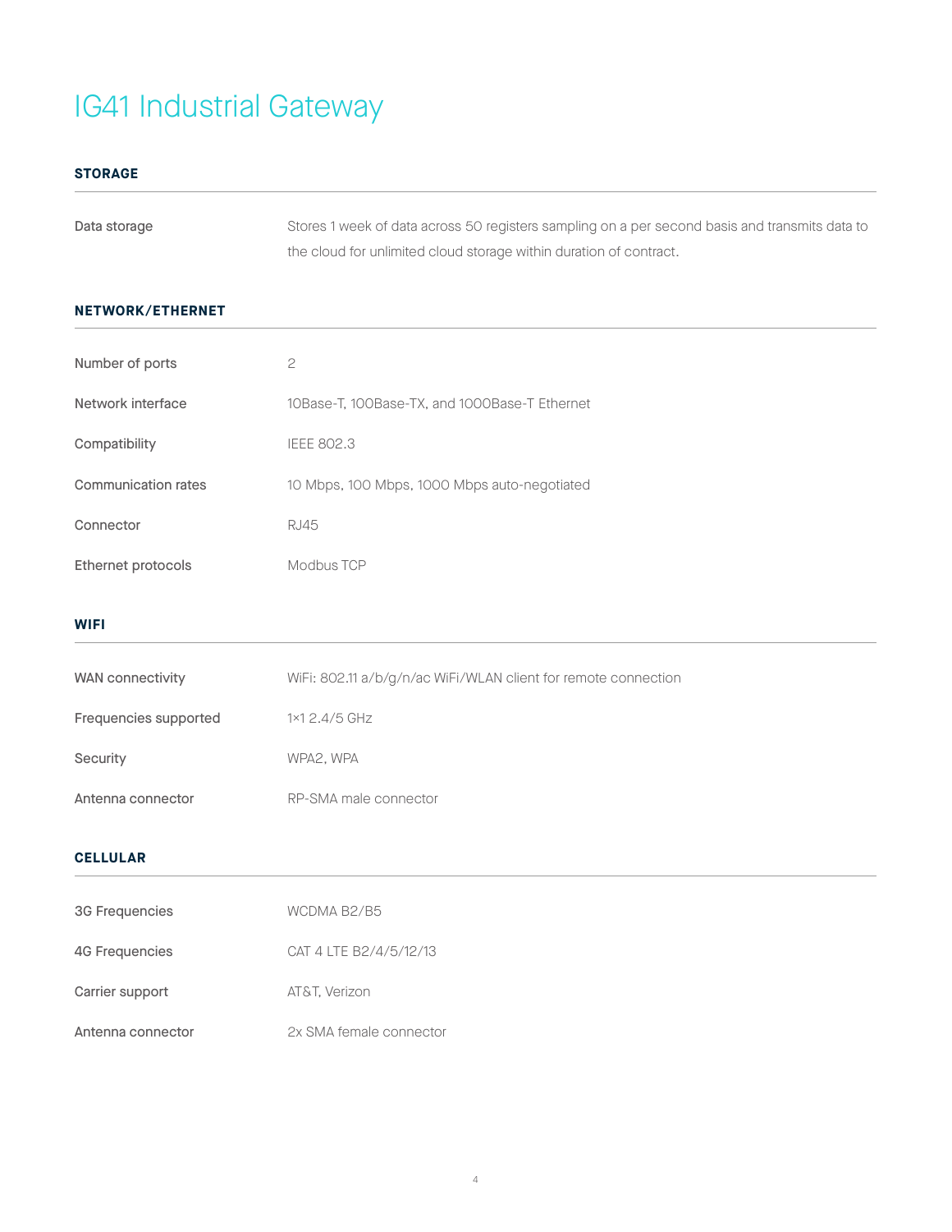# IG41 Industrial Gateway

## STORAGE

| | |
|---|---|
| Data storage | Stores 1 week of data across 50 registers sampling on a per second basis and transmits data to the cloud for unlimited cloud storage within duration of contract. |

## NETWORK/ETHERNET

| | |
|---|---|
| Number of ports | 2 |
| Network interface | 10Base-T, 100Base-TX, and 1000Base-T Ethernet |
| Compatibility | IEEE 802.3 |
| Communication rates | 10 Mbps, 100 Mbps, 1000 Mbps auto-negotiated |
| Connector | RJ45 |
| Ethernet protocols | Modbus TCP |

## WIFI

| | |
|---|---|
| WAN connectivity | WiFi: 802.11 a/b/g/n/ac WiFi/WLAN client for remote connection |
| Frequencies supported | 1×1 2.4/5 GHz |
| Security | WPA2, WPA |
| Antenna connector | RP-SMA male connector |

## CELLULAR

| | |
|---|---|
| 3G Frequencies | WCDMA B2/B5 |
| 4G Frequencies | CAT 4 LTE B2/4/5/12/13 |
| Carrier support | AT&T, Verizon |
| Antenna connector | 2x SMA female connector |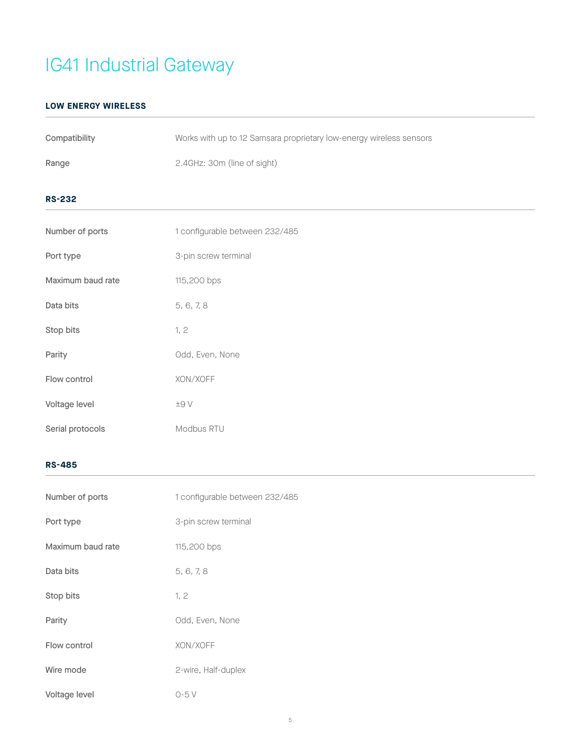# IG41 Industrial Gateway

## LOW ENERGY WIRELESS

| | |
|---|---|
| Compatibility | Works with up to 12 Samsara proprietary low-energy wireless sensors |
| Range | 2.4GHz: 30m (line of sight) |

## RS-232

| | |
|---|---|
| Number of ports | 1 configurable between 232/485 |
| Port type | 3-pin screw terminal |
| Maximum baud rate | 115,200 bps |
| Data bits | 5, 6, 7, 8 |
| Stop bits | 1, 2 |
| Parity | Odd, Even, None |
| Flow control | XON/XOFF |
| Voltage level | ±9 V |
| Serial protocols | Modbus RTU |

## RS-485

| | |
|---|---|
| Number of ports | 1 configurable between 232/485 |
| Port type | 3-pin screw terminal |
| Maximum baud rate | 115,200 bps |
| Data bits | 5, 6, 7, 8 |
| Stop bits | 1, 2 |
| Parity | Odd, Even, None |
| Flow control | XON/XOFF |
| Wire mode | 2-wire, Half-duplex |
| Voltage level | 0-5 V |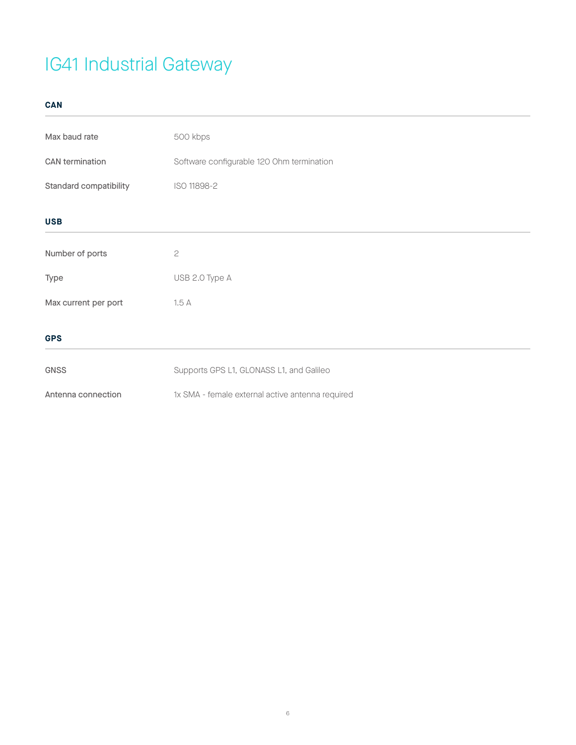# IG41 Industrial Gateway

## CAN

| | |
|---|---|
| Max baud rate | 500 kbps |
| CAN termination | Software configurable 120 Ohm termination |
| Standard compatibility | ISO 11898-2 |

## USB

| | |
|---|---|
| Number of ports | 2 |
| Type | USB 2.0 Type A |
| Max current per port | 1.5 A |

## GPS

| | |
|---|---|
| GNSS | Supports GPS L1, GLONASS L1, and Galileo |
| Antenna connection | 1x SMA - female external active antenna required |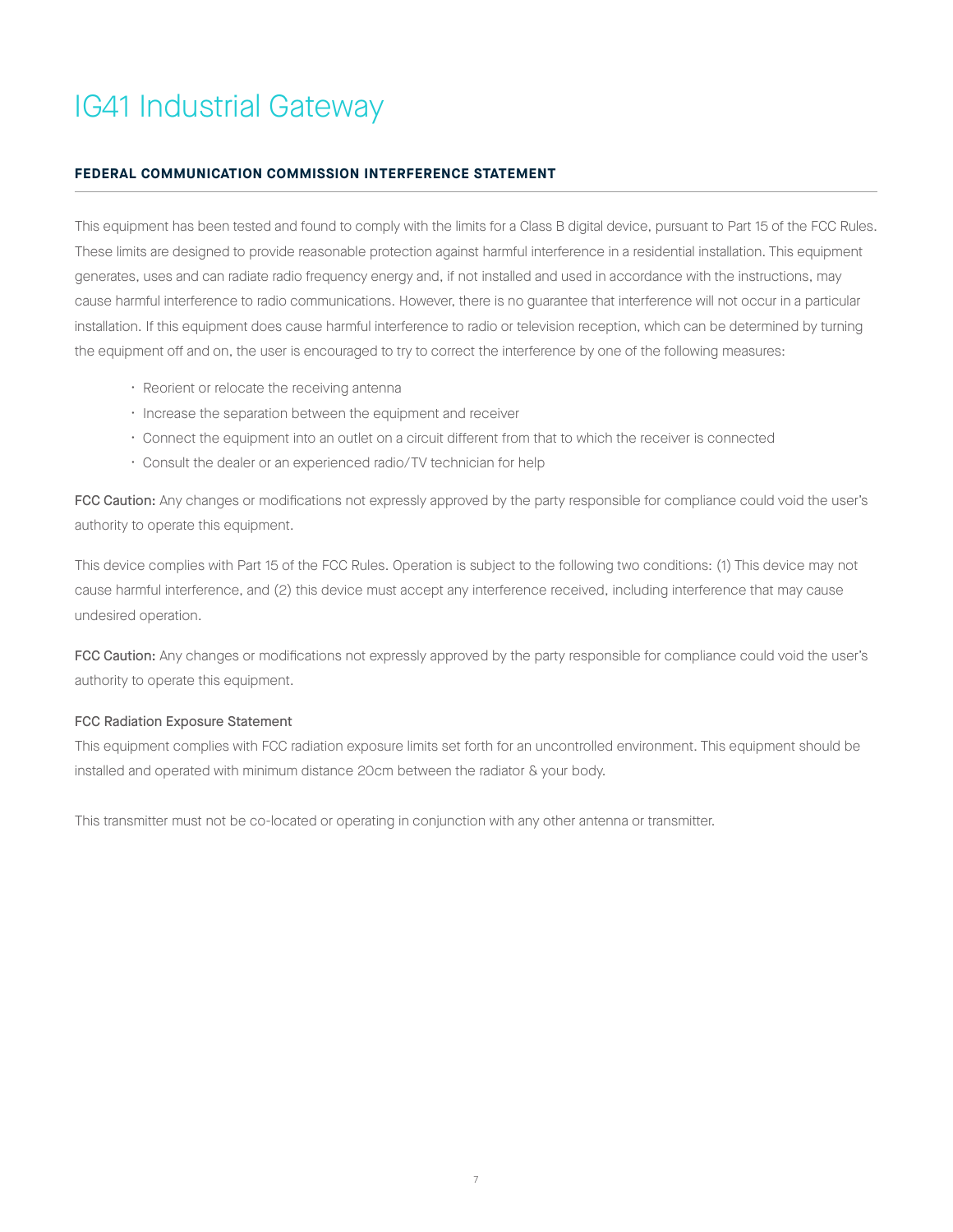# IG41 Industrial Gateway

## FEDERAL COMMUNICATION COMMISSION INTERFERENCE STATEMENT

This equipment has been tested and found to comply with the limits for a Class B digital device, pursuant to Part 15 of the FCC Rules. These limits are designed to provide reasonable protection against harmful interference in a residential installation. This equipment generates, uses and can radiate radio frequency energy and, if not installed and used in accordance with the instructions, may cause harmful interference to radio communications. However, there is no guarantee that interference will not occur in a particular installation. If this equipment does cause harmful interference to radio or television reception, which can be determined by turning the equipment off and on, the user is encouraged to try to correct the interference by one of the following measures:

- Reorient or relocate the receiving antenna
- Increase the separation between the equipment and receiver
- Connect the equipment into an outlet on a circuit different from that to which the receiver is connected
- Consult the dealer or an experienced radio/TV technician for help

FCC Caution: Any changes or modifications not expressly approved by the party responsible for compliance could void the user's authority to operate this equipment.

This device complies with Part 15 of the FCC Rules. Operation is subject to the following two conditions: (1) This device may not cause harmful interference, and (2) this device must accept any interference received, including interference that may cause undesired operation.

FCC Caution: Any changes or modifications not expressly approved by the party responsible for compliance could void the user's authority to operate this equipment.

### FCC Radiation Exposure Statement

This equipment complies with FCC radiation exposure limits set forth for an uncontrolled environment. This equipment should be installed and operated with minimum distance 20cm between the radiator & your body.

This transmitter must not be co-located or operating in conjunction with any other antenna or transmitter.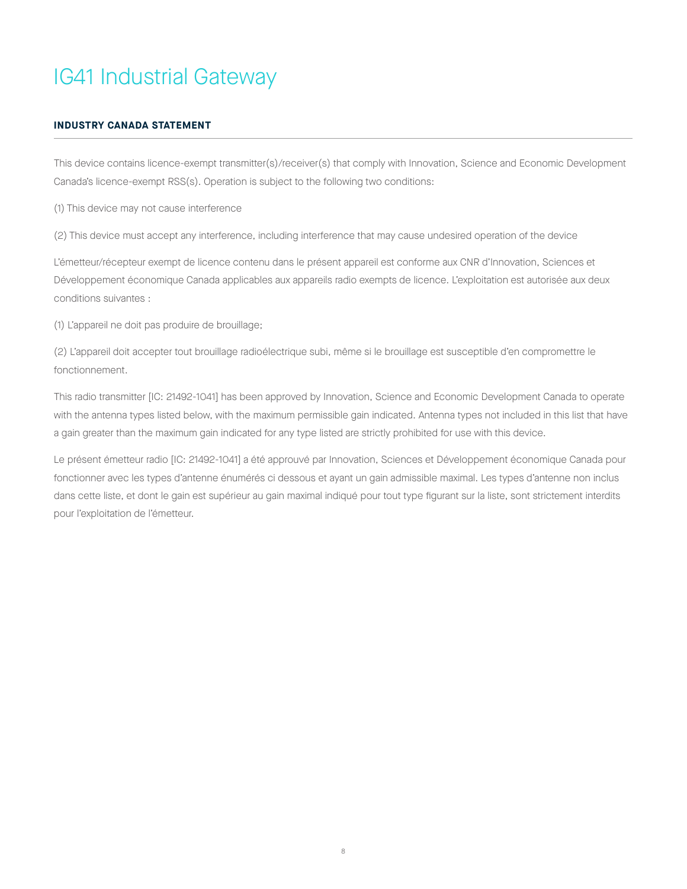# IG41 Industrial Gateway

## INDUSTRY CANADA STATEMENT

This device contains licence-exempt transmitter(s)/receiver(s) that comply with Innovation, Science and Economic Development Canada's licence-exempt RSS(s). Operation is subject to the following two conditions:

(1) This device may not cause interference

(2) This device must accept any interference, including interference that may cause undesired operation of the device

L'émetteur/récepteur exempt de licence contenu dans le présent appareil est conforme aux CNR d'Innovation, Sciences et Développement économique Canada applicables aux appareils radio exempts de licence. L'exploitation est autorisée aux deux conditions suivantes :

(1) L'appareil ne doit pas produire de brouillage;

(2) L'appareil doit accepter tout brouillage radioélectrique subi, même si le brouillage est susceptible d'en compromettre le fonctionnement.

This radio transmitter [IC: 21492-1041] has been approved by Innovation, Science and Economic Development Canada to operate with the antenna types listed below, with the maximum permissible gain indicated. Antenna types not included in this list that have a gain greater than the maximum gain indicated for any type listed are strictly prohibited for use with this device.

Le présent émetteur radio [IC: 21492-1041] a été approuvé par Innovation, Sciences et Développement économique Canada pour fonctionner avec les types d'antenne énumérés ci dessous et ayant un gain admissible maximal. Les types d'antenne non inclus dans cette liste, et dont le gain est supérieur au gain maximal indiqué pour tout type figurant sur la liste, sont strictement interdits pour l'exploitation de l'émetteur.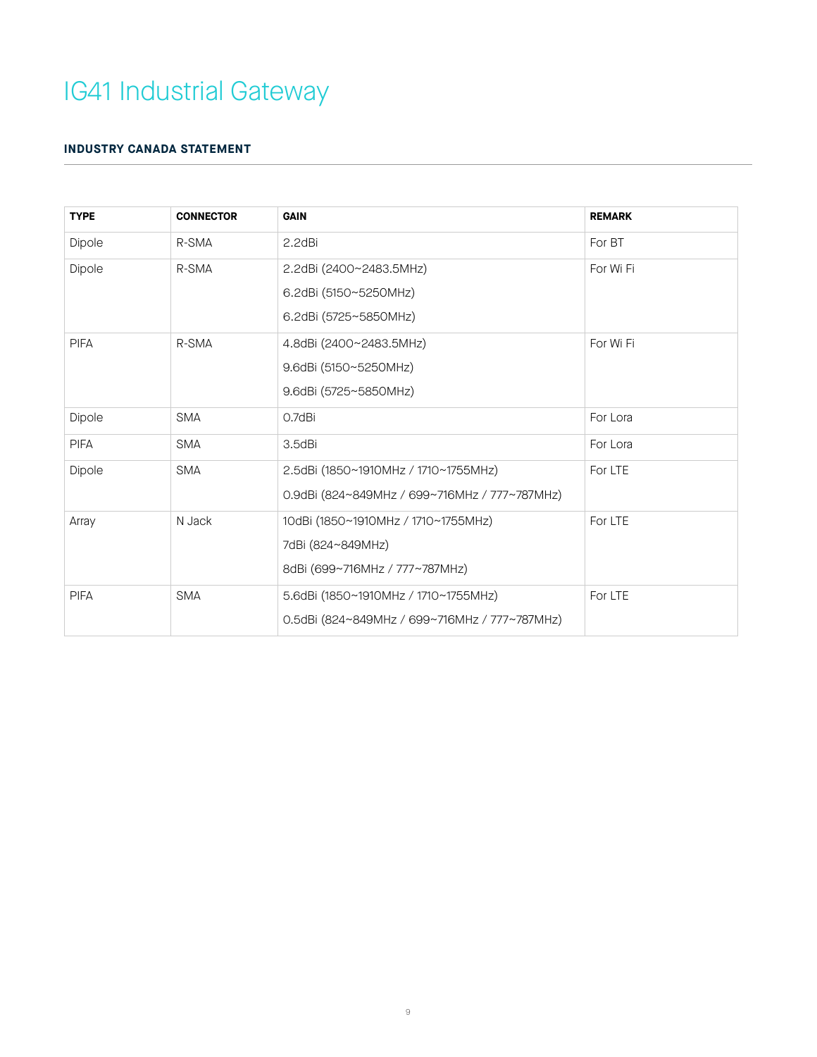# IG41 Industrial Gateway

## INDUSTRY CANADA STATEMENT

| TYPE | CONNECTOR | GAIN | REMARK |
|---|---|---|---|
| Dipole | R-SMA | 2.2dBi | For BT |
| Dipole | R-SMA | 2.2dBi (2400~2483.5MHz)<br>6.2dBi (5150~5250MHz)<br>6.2dBi (5725~5850MHz) | For Wi Fi |
| PIFA | R-SMA | 4.8dBi (2400~2483.5MHz)<br>9.6dBi (5150~5250MHz)<br>9.6dBi (5725~5850MHz) | For Wi Fi |
| Dipole | SMA | 0.7dBi | For Lora |
| PIFA | SMA | 3.5dBi | For Lora |
| Dipole | SMA | 2.5dBi (1850~1910MHz / 1710~1755MHz)<br>0.9dBi (824~849MHz / 699~716MHz / 777~787MHz) | For LTE |
| Array | N Jack | 10dBi (1850~1910MHz / 1710~1755MHz)<br>7dBi (824~849MHz)<br>8dBi (699~716MHz / 777~787MHz) | For LTE |
| PIFA | SMA | 5.6dBi (1850~1910MHz / 1710~1755MHz)<br>0.5dBi (824~849MHz / 699~716MHz / 777~787MHz) | For LTE |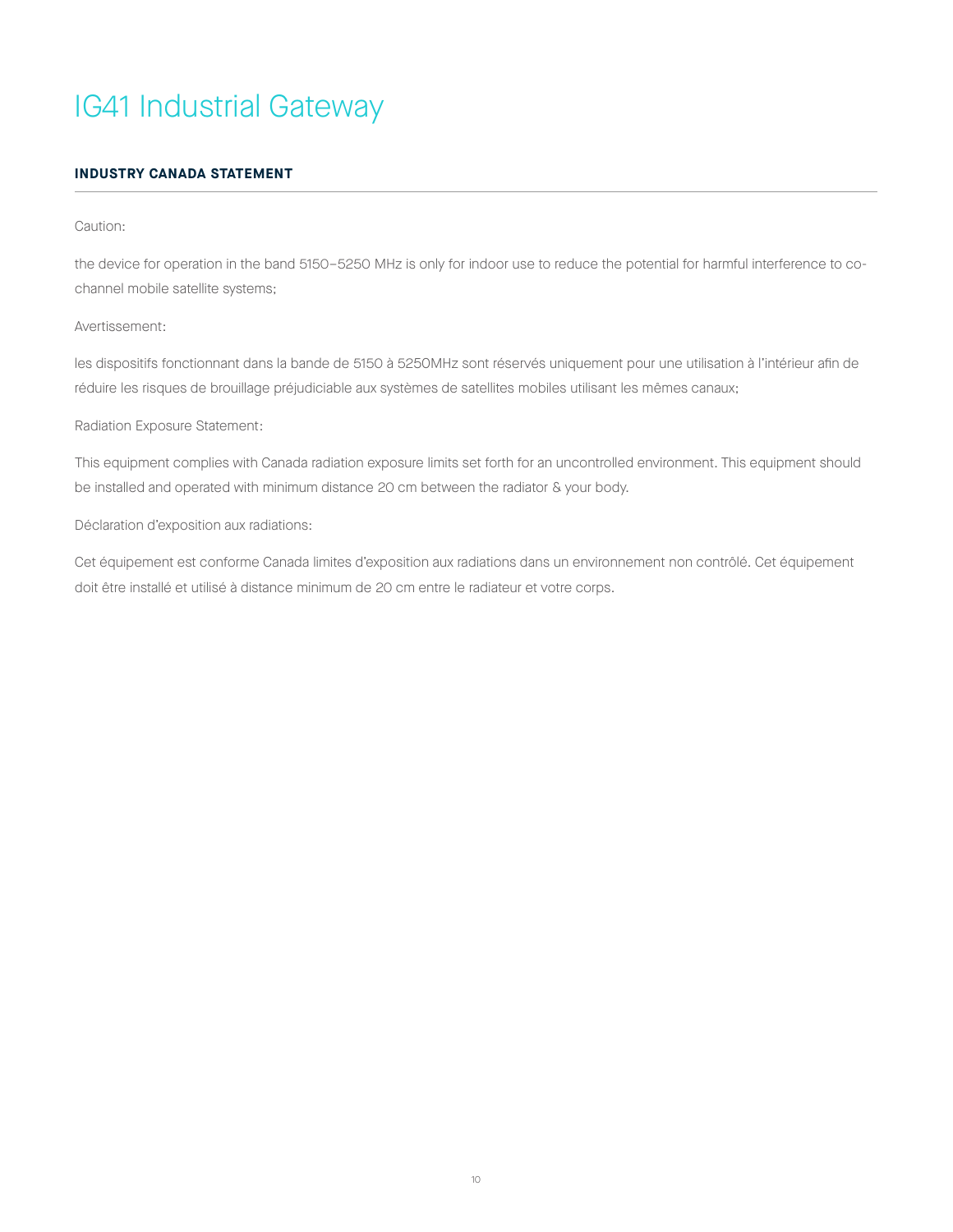# IG41 Industrial Gateway

## INDUSTRY CANADA STATEMENT

Caution:

the device for operation in the band 5150–5250 MHz is only for indoor use to reduce the potential for harmful interference to co-channel mobile satellite systems;

Avertissement:

les dispositifs fonctionnant dans la bande de 5150 à 5250MHz sont réservés uniquement pour une utilisation à l'intérieur afin de réduire les risques de brouillage préjudiciable aux systèmes de satellites mobiles utilisant les mêmes canaux;

Radiation Exposure Statement:

This equipment complies with Canada radiation exposure limits set forth for an uncontrolled environment. This equipment should be installed and operated with minimum distance 20 cm between the radiator & your body.

Déclaration d'exposition aux radiations:

Cet équipement est conforme Canada limites d'exposition aux radiations dans un environnement non contrôlé. Cet équipement doit être installé et utilisé à distance minimum de 20 cm entre le radiateur et votre corps.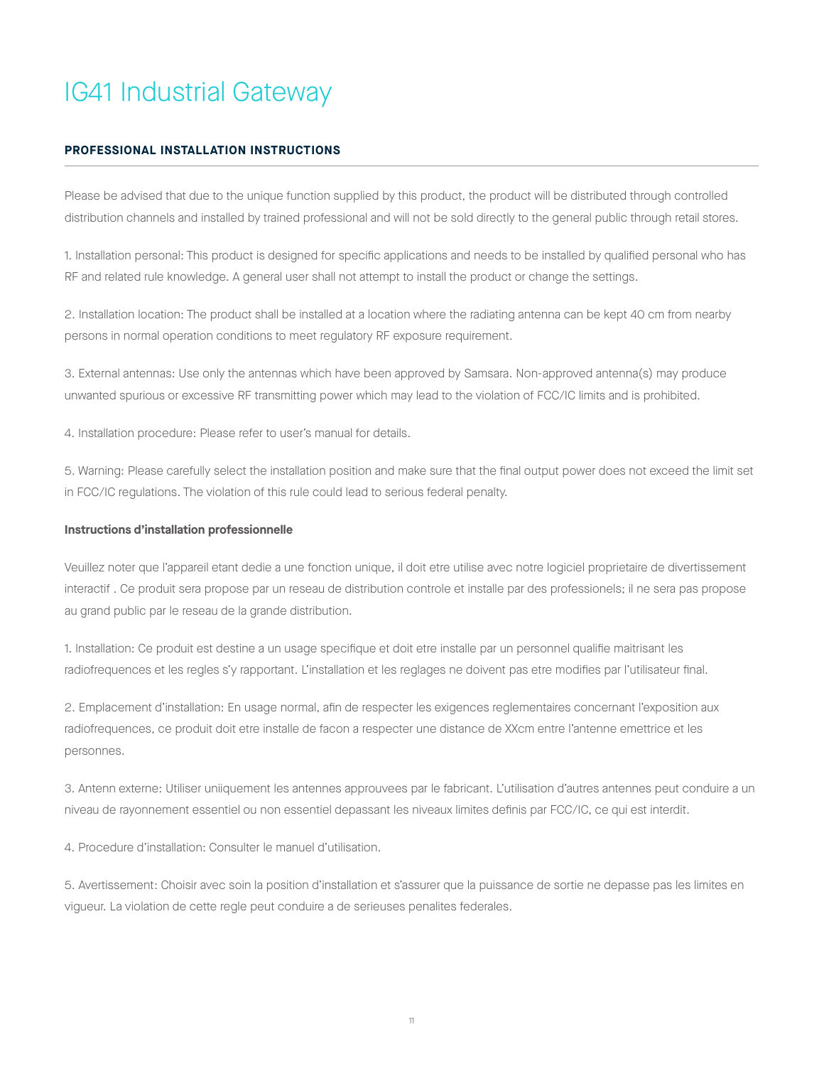# IG41 Industrial Gateway

## PROFESSIONAL INSTALLATION INSTRUCTIONS

Please be advised that due to the unique function supplied by this product, the product will be distributed through controlled distribution channels and installed by trained professional and will not be sold directly to the general public through retail stores.

1. Installation personal: This product is designed for specific applications and needs to be installed by qualified personal who has RF and related rule knowledge. A general user shall not attempt to install the product or change the settings.

2. Installation location: The product shall be installed at a location where the radiating antenna can be kept 40 cm from nearby persons in normal operation conditions to meet regulatory RF exposure requirement.

3. External antennas: Use only the antennas which have been approved by Samsara. Non-approved antenna(s) may produce unwanted spurious or excessive RF transmitting power which may lead to the violation of FCC/IC limits and is prohibited.

4. Installation procedure: Please refer to user's manual for details.

5. Warning: Please carefully select the installation position and make sure that the final output power does not exceed the limit set in FCC/IC regulations. The violation of this rule could lead to serious federal penalty.

### Instructions d'installation professionnelle

Veuillez noter que l'appareil etant dedie a une fonction unique, il doit etre utilise avec notre logiciel proprietaire de divertissement interactif . Ce produit sera propose par un reseau de distribution controle et installe par des professionels; il ne sera pas propose au grand public par le reseau de la grande distribution.

1. Installation: Ce produit est destine a un usage specifique et doit etre installe par un personnel qualifie maitrisant les radiofrequences et les regles s'y rapportant. L'installation et les reglages ne doivent pas etre modifies par l'utilisateur final.

2. Emplacement d'installation: En usage normal, afin de respecter les exigences reglementaires concernant l'exposition aux radiofrequences, ce produit doit etre installe de facon a respecter une distance de XXcm entre l'antenne emettrice et les personnes.

3. Antenn externe: Utiliser uniiquement les antennes approuvees par le fabricant. L'utilisation d'autres antennes peut conduire a un niveau de rayonnement essentiel ou non essentiel depassant les niveaux limites definis par FCC/IC, ce qui est interdit.

4. Procedure d'installation: Consulter le manuel d'utilisation.

5. Avertissement: Choisir avec soin la position d'installation et s'assurer que la puissance de sortie ne depasse pas les limites en vigueur. La violation de cette regle peut conduire a de serieuses penalites federales.